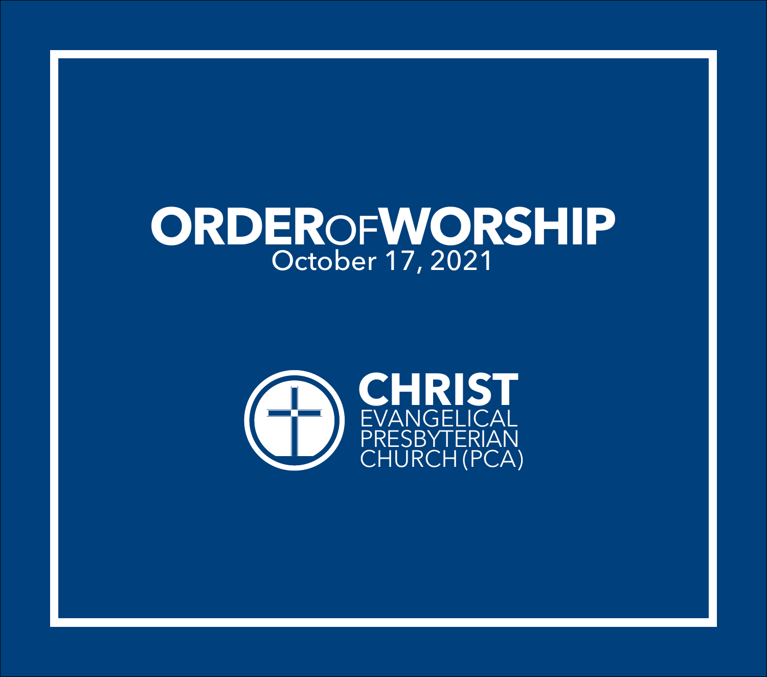# ORDER OF WORSHIP

October 17, 2021

**CHRIST**
EVANGELICAL
PRESBYTERIAN
CHURCH (PCA)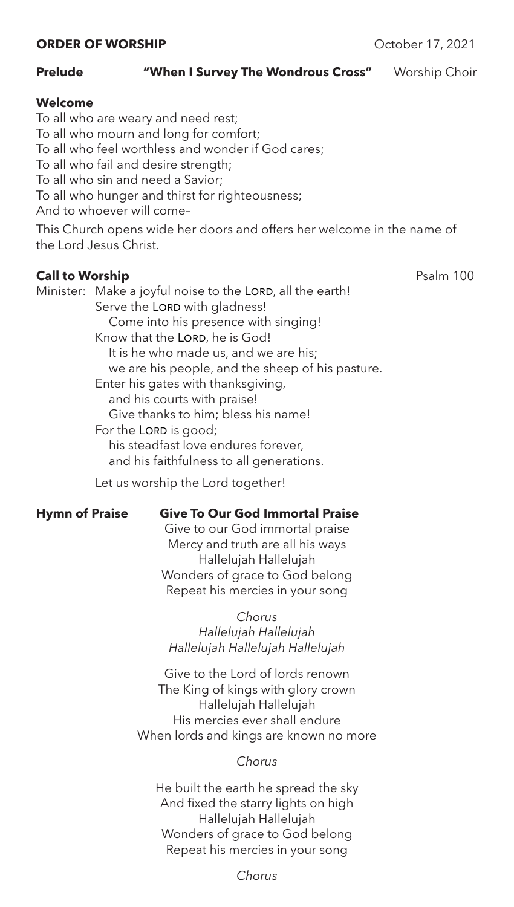**ORDER OF WORSHIP** October 17, 2021

**Prelude** **"When I Survey The Wondrous Cross"** Worship Choir

**Welcome**

To all who are weary and need rest;
To all who mourn and long for comfort;
To all who feel worthless and wonder if God cares;
To all who fail and desire strength;
To all who sin and need a Savior;
To all who hunger and thirst for righteousness;
And to whoever will come–

This Church opens wide her doors and offers her welcome in the name of the Lord Jesus Christ.

**Call to Worship** Psalm 100

Minister: Make a joyful noise to the LORD, all the earth!
Serve the LORD with gladness!
Come into his presence with singing!
Know that the LORD, he is God!
It is he who made us, and we are his;
we are his people, and the sheep of his pasture.
Enter his gates with thanksgiving,
and his courts with praise!
Give thanks to him; bless his name!
For the LORD is good;
his steadfast love endures forever,
and his faithfulness to all generations.

Let us worship the Lord together!

**Hymn of Praise** **Give To Our God Immortal Praise**

Give to our God immortal praise
Mercy and truth are all his ways
Hallelujah Hallelujah
Wonders of grace to God belong
Repeat his mercies in your song

*Chorus*
*Hallelujah Hallelujah*
*Hallelujah Hallelujah Hallelujah*

Give to the Lord of lords renown
The King of kings with glory crown
Hallelujah Hallelujah
His mercies ever shall endure
When lords and kings are known no more

*Chorus*

He built the earth he spread the sky
And fixed the starry lights on high
Hallelujah Hallelujah
Wonders of grace to God belong
Repeat his mercies in your song

*Chorus*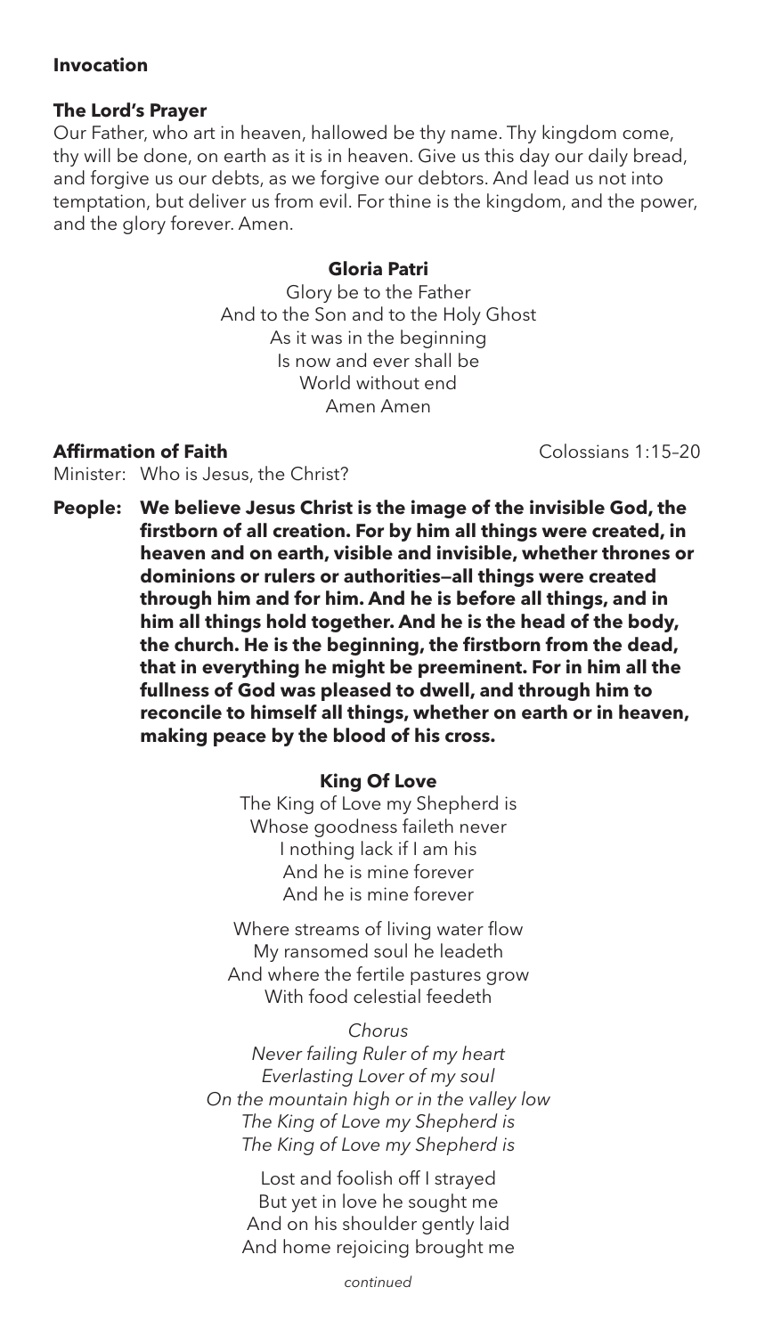**Invocation**

**The Lord's Prayer**

Our Father, who art in heaven, hallowed be thy name. Thy kingdom come, thy will be done, on earth as it is in heaven. Give us this day our daily bread, and forgive us our debts, as we forgive our debtors. And lead us not into temptation, but deliver us from evil. For thine is the kingdom, and the power, and the glory forever. Amen.

**Gloria Patri**

Glory be to the Father  
And to the Son and to the Holy Ghost  
As it was in the beginning  
Is now and ever shall be  
World without end  
Amen Amen

**Affirmation of Faith** Colossians 1:15–20

Minister: Who is Jesus, the Christ?

**People: We believe Jesus Christ is the image of the invisible God, the firstborn of all creation. For by him all things were created, in heaven and on earth, visible and invisible, whether thrones or dominions or rulers or authorities—all things were created through him and for him. And he is before all things, and in him all things hold together. And he is the head of the body, the church. He is the beginning, the firstborn from the dead, that in everything he might be preeminent. For in him all the fullness of God was pleased to dwell, and through him to reconcile to himself all things, whether on earth or in heaven, making peace by the blood of his cross.**

**King Of Love**

The King of Love my Shepherd is  
Whose goodness faileth never  
I nothing lack if I am his  
And he is mine forever  
And he is mine forever

Where streams of living water flow  
My ransomed soul he leadeth  
And where the fertile pastures grow  
With food celestial feedeth

*Chorus*  
*Never failing Ruler of my heart*  
*Everlasting Lover of my soul*  
*On the mountain high or in the valley low*  
*The King of Love my Shepherd is*  
*The King of Love my Shepherd is*

Lost and foolish off I strayed  
But yet in love he sought me  
And on his shoulder gently laid  
And home rejoicing brought me

*continued*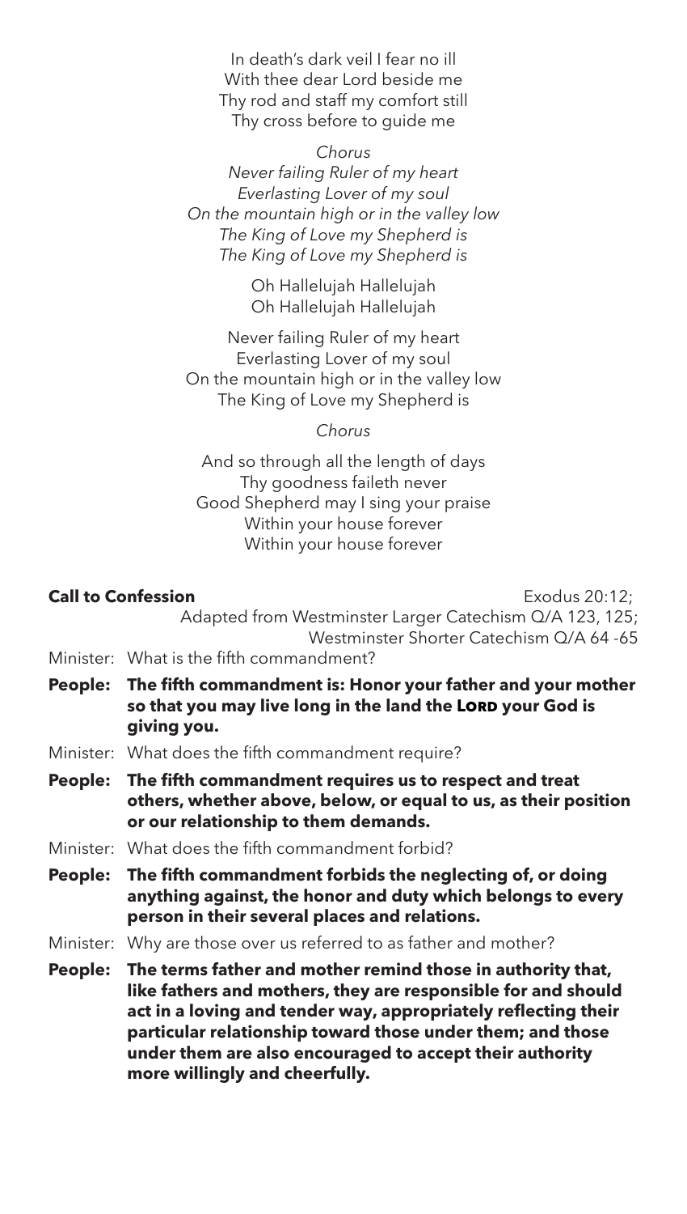In death's dark veil I fear no ill
With thee dear Lord beside me
Thy rod and staff my comfort still
Thy cross before to guide me

*Chorus*
*Never failing Ruler of my heart*
*Everlasting Lover of my soul*
*On the mountain high or in the valley low*
*The King of Love my Shepherd is*
*The King of Love my Shepherd is*

Oh Hallelujah Hallelujah
Oh Hallelujah Hallelujah

Never failing Ruler of my heart
Everlasting Lover of my soul
On the mountain high or in the valley low
The King of Love my Shepherd is

*Chorus*

And so through all the length of days
Thy goodness faileth never
Good Shepherd may I sing your praise
Within your house forever
Within your house forever

**Call to Confession** Exodus 20:12; Adapted from Westminster Larger Catechism Q/A 123, 125; Westminster Shorter Catechism Q/A 64 -65

Minister: What is the fifth commandment?

**People: The fifth commandment is: Honor your father and your mother so that you may live long in the land the LORD your God is giving you.**

Minister: What does the fifth commandment require?

**People: The fifth commandment requires us to respect and treat others, whether above, below, or equal to us, as their position or our relationship to them demands.**

Minister: What does the fifth commandment forbid?

**People: The fifth commandment forbids the neglecting of, or doing anything against, the honor and duty which belongs to every person in their several places and relations.**

Minister: Why are those over us referred to as father and mother?

**People: The terms father and mother remind those in authority that, like fathers and mothers, they are responsible for and should act in a loving and tender way, appropriately reflecting their particular relationship toward those under them; and those under them are also encouraged to accept their authority more willingly and cheerfully.**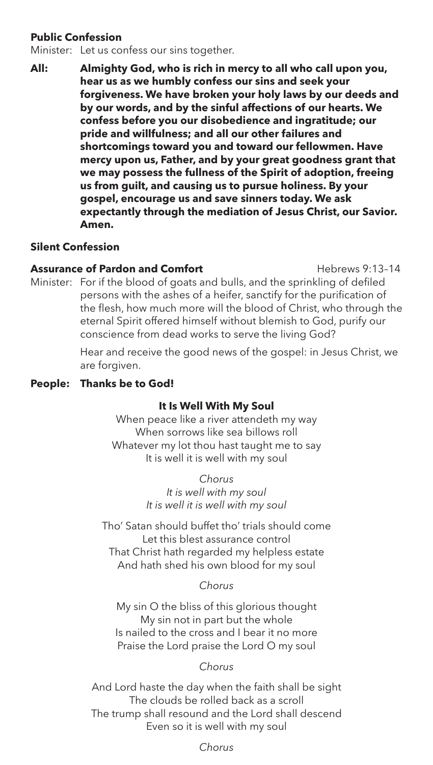**Public Confession**

Minister: Let us confess our sins together.

**All: Almighty God, who is rich in mercy to all who call upon you, hear us as we humbly confess our sins and seek your forgiveness. We have broken your holy laws by our deeds and by our words, and by the sinful affections of our hearts. We confess before you our disobedience and ingratitude; our pride and willfulness; and all our other failures and shortcomings toward you and toward our fellowmen. Have mercy upon us, Father, and by your great goodness grant that we may possess the fullness of the Spirit of adoption, freeing us from guilt, and causing us to pursue holiness. By your gospel, encourage us and save sinners today. We ask expectantly through the mediation of Jesus Christ, our Savior. Amen.**

**Silent Confession**

**Assurance of Pardon and Comfort** Hebrews 9:13–14

Minister: For if the blood of goats and bulls, and the sprinkling of defiled persons with the ashes of a heifer, sanctify for the purification of the flesh, how much more will the blood of Christ, who through the eternal Spirit offered himself without blemish to God, purify our conscience from dead works to serve the living God?

Hear and receive the good news of the gospel: in Jesus Christ, we are forgiven.

**People: Thanks be to God!**

**It Is Well With My Soul**

When peace like a river attendeth my way
When sorrows like sea billows roll
Whatever my lot thou hast taught me to say
It is well it is well with my soul

*Chorus*
*It is well with my soul*
*It is well it is well with my soul*

Tho' Satan should buffet tho' trials should come
Let this blest assurance control
That Christ hath regarded my helpless estate
And hath shed his own blood for my soul

*Chorus*

My sin O the bliss of this glorious thought
My sin not in part but the whole
Is nailed to the cross and I bear it no more
Praise the Lord praise the Lord O my soul

*Chorus*

And Lord haste the day when the faith shall be sight
The clouds be rolled back as a scroll
The trump shall resound and the Lord shall descend
Even so it is well with my soul

*Chorus*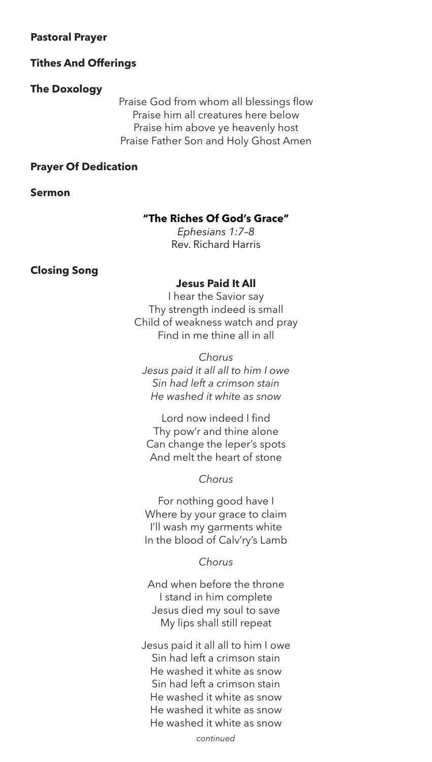**Pastoral Prayer**

**Tithes And Offerings**

**The Doxology**

Praise God from whom all blessings flow
Praise him all creatures here below
Praise him above ye heavenly host
Praise Father Son and Holy Ghost Amen

**Prayer Of Dedication**

**Sermon**

**"The Riches Of God's Grace"**
*Ephesians 1:7–8*
Rev. Richard Harris

**Closing Song**

**Jesus Paid It All**

I hear the Savior say
Thy strength indeed is small
Child of weakness watch and pray
Find in me thine all in all

*Chorus*
*Jesus paid it all all to him I owe*
*Sin had left a crimson stain*
*He washed it white as snow*

Lord now indeed I find
Thy pow'r and thine alone
Can change the leper's spots
And melt the heart of stone

*Chorus*

For nothing good have I
Where by your grace to claim
I'll wash my garments white
In the blood of Calv'ry's Lamb

*Chorus*

And when before the throne
I stand in him complete
Jesus died my soul to save
My lips shall still repeat

Jesus paid it all all to him I owe
Sin had left a crimson stain
He washed it white as snow
Sin had left a crimson stain
He washed it white as snow
He washed it white as snow
He washed it white as snow

*continued*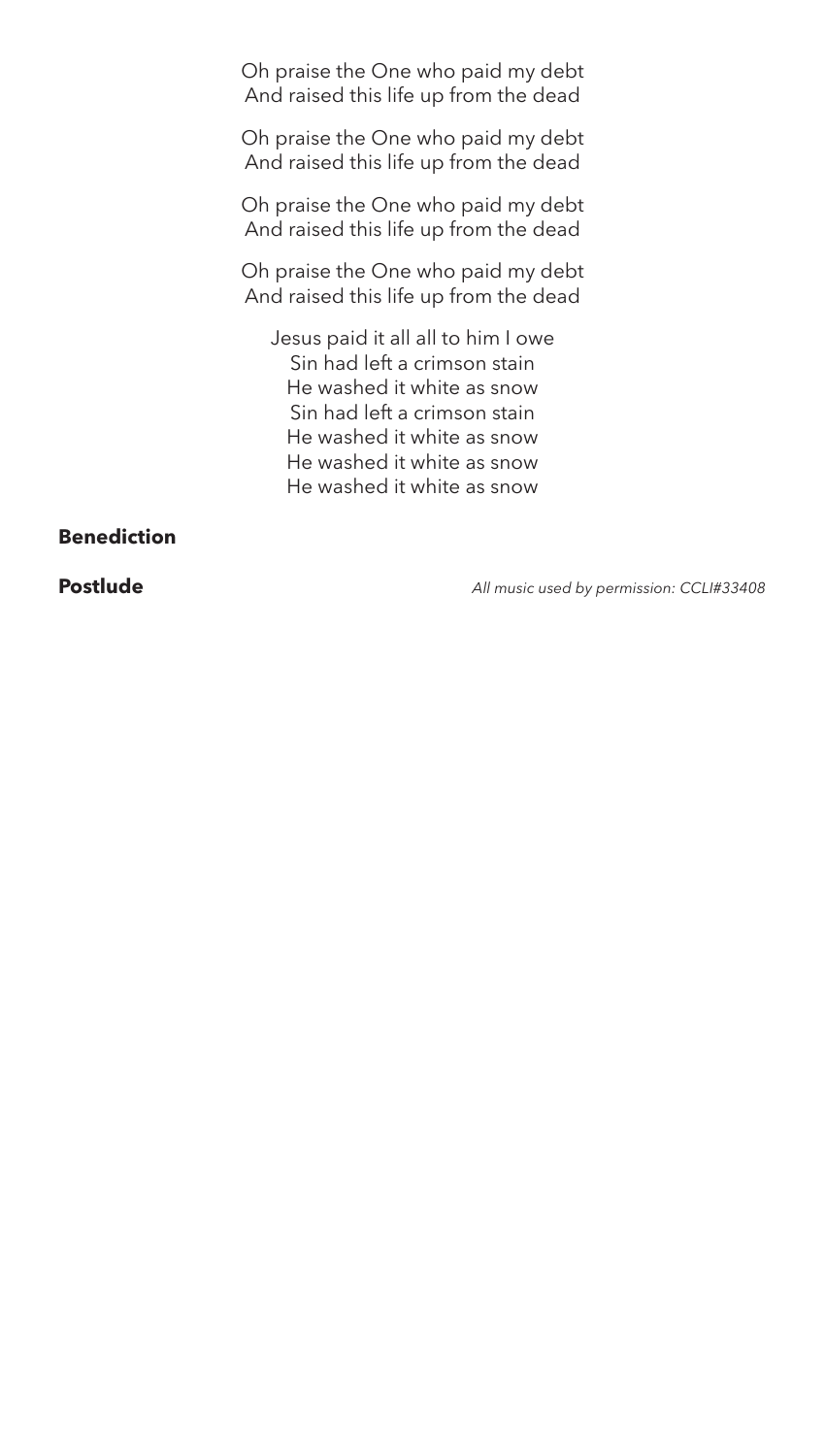Oh praise the One who paid my debt
And raised this life up from the dead

Oh praise the One who paid my debt
And raised this life up from the dead

Oh praise the One who paid my debt
And raised this life up from the dead

Oh praise the One who paid my debt
And raised this life up from the dead

Jesus paid it all all to him I owe
Sin had left a crimson stain
He washed it white as snow
Sin had left a crimson stain
He washed it white as snow
He washed it white as snow
He washed it white as snow

**Benediction**

**Postlude**

*All music used by permission: CCLI#33408*